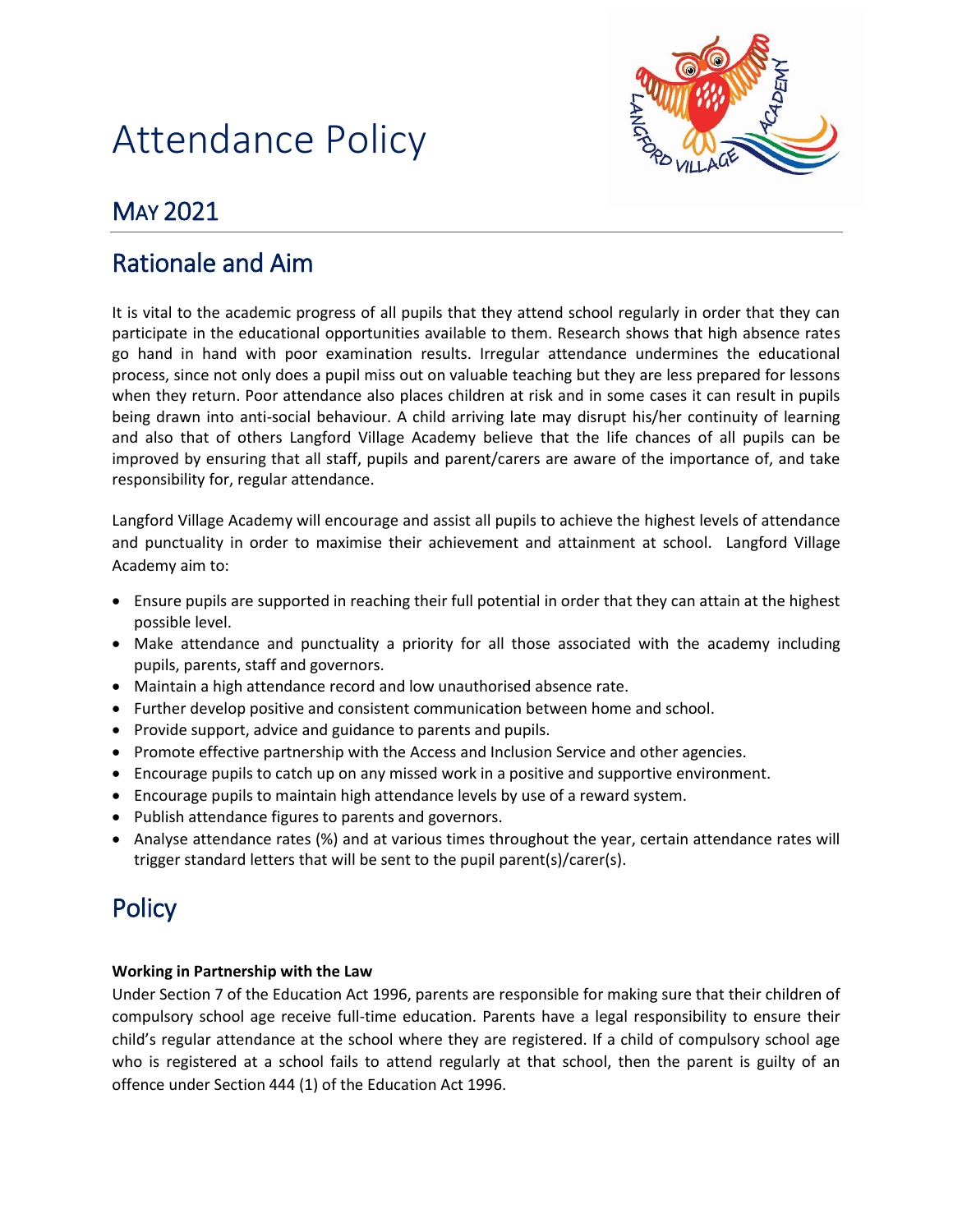# Attendance Policy

## MAY 2021

## Rationale and Aim

It is vital to the academic progress of all pupils that they attend school regularly in order that they can participate in the educational opportunities available to them. Research shows that high absence rates go hand in hand with poor examination results. Irregular attendance undermines the educational process, since not only does a pupil miss out on valuable teaching but they are less prepared for lessons when they return. Poor attendance also places children at risk and in some cases it can result in pupils being drawn into anti-social behaviour. A child arriving late may disrupt his/her continuity of learning and also that of others Langford Village Academy believe that the life chances of all pupils can be improved by ensuring that all staff, pupils and parent/carers are aware of the importance of, and take responsibility for, regular attendance.

Langford Village Academy will encourage and assist all pupils to achieve the highest levels of attendance and punctuality in order to maximise their achievement and attainment at school. Langford Village Academy aim to:

- Ensure pupils are supported in reaching their full potential in order that they can attain at the highest possible level.
- Make attendance and punctuality a priority for all those associated with the academy including pupils, parents, staff and governors.
- Maintain a high attendance record and low unauthorised absence rate.
- Further develop positive and consistent communication between home and school.
- Provide support, advice and guidance to parents and pupils.
- Promote effective partnership with the Access and Inclusion Service and other agencies.
- Encourage pupils to catch up on any missed work in a positive and supportive environment.
- Encourage pupils to maintain high attendance levels by use of a reward system.
- Publish attendance figures to parents and governors.
- Analyse attendance rates (%) and at various times throughout the year, certain attendance rates will trigger standard letters that will be sent to the pupil parent(s)/carer(s).

## Policy

**Working in Partnership with the Law**

Under Section 7 of the Education Act 1996, parents are responsible for making sure that their children of compulsory school age receive full-time education. Parents have a legal responsibility to ensure their child's regular attendance at the school where they are registered. If a child of compulsory school age who is registered at a school fails to attend regularly at that school, then the parent is guilty of an offence under Section 444 (1) of the Education Act 1996.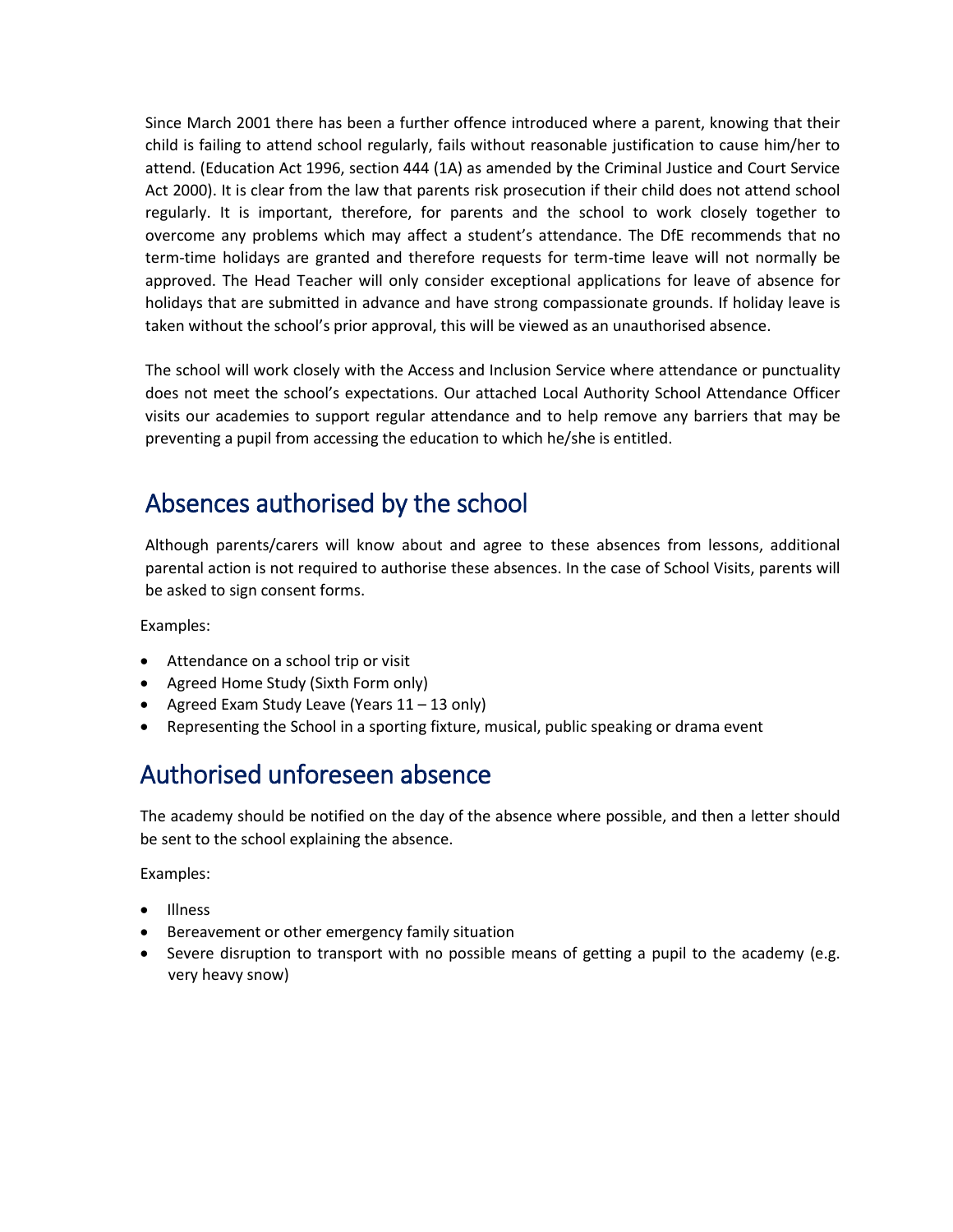Since March 2001 there has been a further offence introduced where a parent, knowing that their child is failing to attend school regularly, fails without reasonable justification to cause him/her to attend. (Education Act 1996, section 444 (1A) as amended by the Criminal Justice and Court Service Act 2000). It is clear from the law that parents risk prosecution if their child does not attend school regularly. It is important, therefore, for parents and the school to work closely together to overcome any problems which may affect a student's attendance. The DfE recommends that no term-time holidays are granted and therefore requests for term-time leave will not normally be approved. The Head Teacher will only consider exceptional applications for leave of absence for holidays that are submitted in advance and have strong compassionate grounds. If holiday leave is taken without the school's prior approval, this will be viewed as an unauthorised absence.

The school will work closely with the Access and Inclusion Service where attendance or punctuality does not meet the school's expectations. Our attached Local Authority School Attendance Officer visits our academies to support regular attendance and to help remove any barriers that may be preventing a pupil from accessing the education to which he/she is entitled.

## Absences authorised by the school

Although parents/carers will know about and agree to these absences from lessons, additional parental action is not required to authorise these absences. In the case of School Visits, parents will be asked to sign consent forms.

Examples:

- Attendance on a school trip or visit
- Agreed Home Study (Sixth Form only)
- Agreed Exam Study Leave (Years 11 – 13 only)
- Representing the School in a sporting fixture, musical, public speaking or drama event

## Authorised unforeseen absence

The academy should be notified on the day of the absence where possible, and then a letter should be sent to the school explaining the absence.

Examples:

- Illness
- Bereavement or other emergency family situation
- Severe disruption to transport with no possible means of getting a pupil to the academy (e.g. very heavy snow)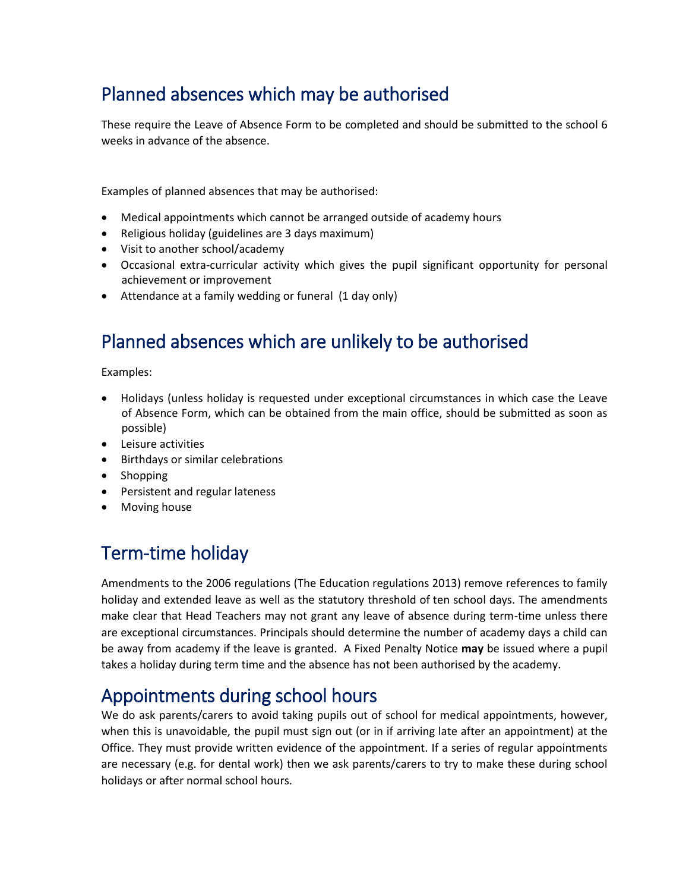## Planned absences which may be authorised

These require the Leave of Absence Form to be completed and should be submitted to the school 6 weeks in advance of the absence.

Examples of planned absences that may be authorised:

- Medical appointments which cannot be arranged outside of academy hours
- Religious holiday (guidelines are 3 days maximum)
- Visit to another school/academy
- Occasional extra-curricular activity which gives the pupil significant opportunity for personal achievement or improvement
- Attendance at a family wedding or funeral (1 day only)

## Planned absences which are unlikely to be authorised

Examples:

- Holidays (unless holiday is requested under exceptional circumstances in which case the Leave of Absence Form, which can be obtained from the main office, should be submitted as soon as possible)
- Leisure activities
- Birthdays or similar celebrations
- Shopping
- Persistent and regular lateness
- Moving house

## Term-time holiday

Amendments to the 2006 regulations (The Education regulations 2013) remove references to family holiday and extended leave as well as the statutory threshold of ten school days. The amendments make clear that Head Teachers may not grant any leave of absence during term-time unless there are exceptional circumstances. Principals should determine the number of academy days a child can be away from academy if the leave is granted. A Fixed Penalty Notice **may** be issued where a pupil takes a holiday during term time and the absence has not been authorised by the academy.

## Appointments during school hours

We do ask parents/carers to avoid taking pupils out of school for medical appointments, however, when this is unavoidable, the pupil must sign out (or in if arriving late after an appointment) at the Office. They must provide written evidence of the appointment. If a series of regular appointments are necessary (e.g. for dental work) then we ask parents/carers to try to make these during school holidays or after normal school hours.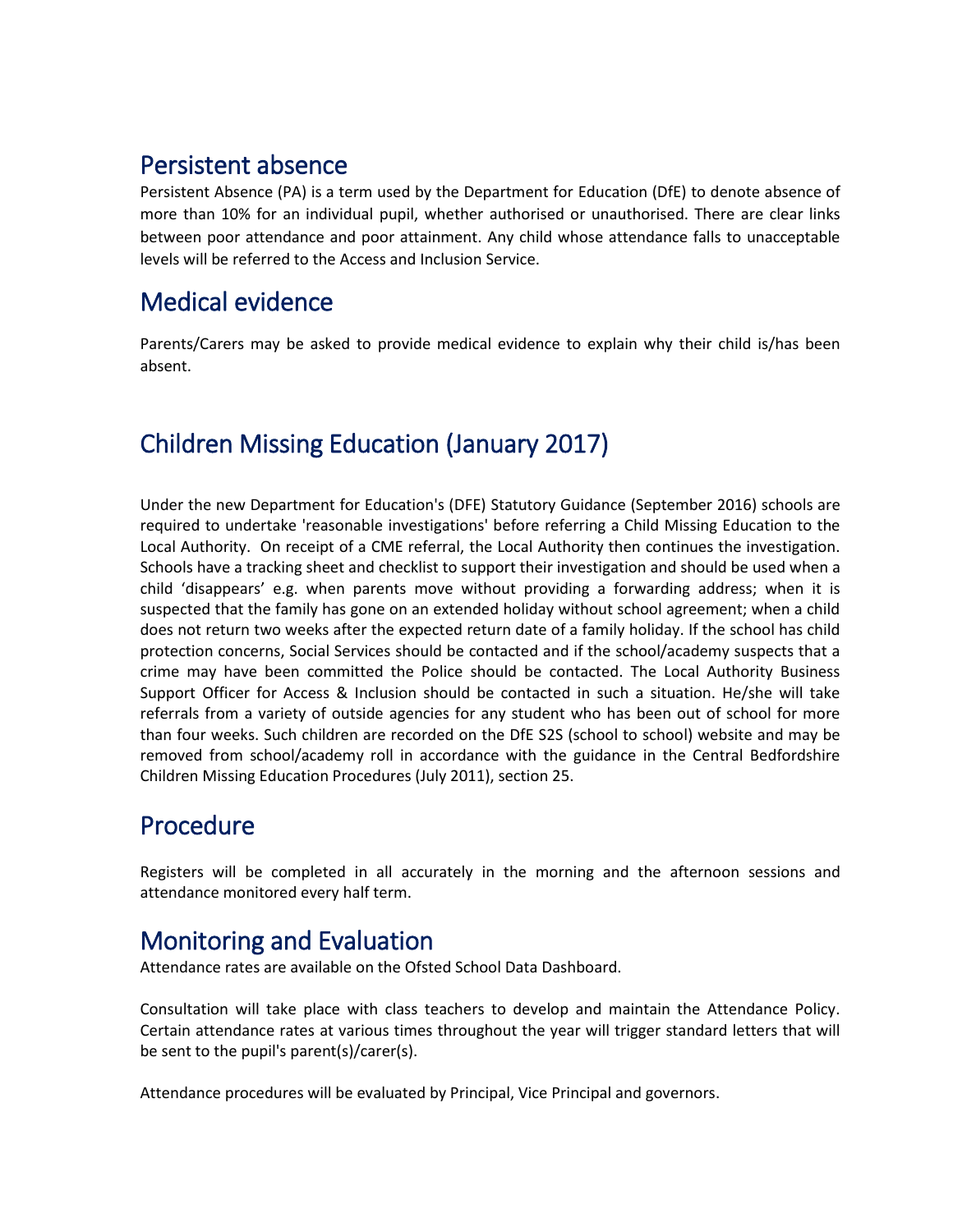## Persistent absence

Persistent Absence (PA) is a term used by the Department for Education (DfE) to denote absence of more than 10% for an individual pupil, whether authorised or unauthorised. There are clear links between poor attendance and poor attainment. Any child whose attendance falls to unacceptable levels will be referred to the Access and Inclusion Service.

## Medical evidence

Parents/Carers may be asked to provide medical evidence to explain why their child is/has been absent.

## Children Missing Education (January 2017)

Under the new Department for Education's (DFE) Statutory Guidance (September 2016) schools are required to undertake 'reasonable investigations' before referring a Child Missing Education to the Local Authority. On receipt of a CME referral, the Local Authority then continues the investigation. Schools have a tracking sheet and checklist to support their investigation and should be used when a child 'disappears' e.g. when parents move without providing a forwarding address; when it is suspected that the family has gone on an extended holiday without school agreement; when a child does not return two weeks after the expected return date of a family holiday. If the school has child protection concerns, Social Services should be contacted and if the school/academy suspects that a crime may have been committed the Police should be contacted. The Local Authority Business Support Officer for Access & Inclusion should be contacted in such a situation. He/she will take referrals from a variety of outside agencies for any student who has been out of school for more than four weeks. Such children are recorded on the DfE S2S (school to school) website and may be removed from school/academy roll in accordance with the guidance in the Central Bedfordshire Children Missing Education Procedures (July 2011), section 25.

## Procedure

Registers will be completed in all accurately in the morning and the afternoon sessions and attendance monitored every half term.

## Monitoring and Evaluation

Attendance rates are available on the Ofsted School Data Dashboard.

Consultation will take place with class teachers to develop and maintain the Attendance Policy. Certain attendance rates at various times throughout the year will trigger standard letters that will be sent to the pupil's parent(s)/carer(s).

Attendance procedures will be evaluated by Principal, Vice Principal and governors.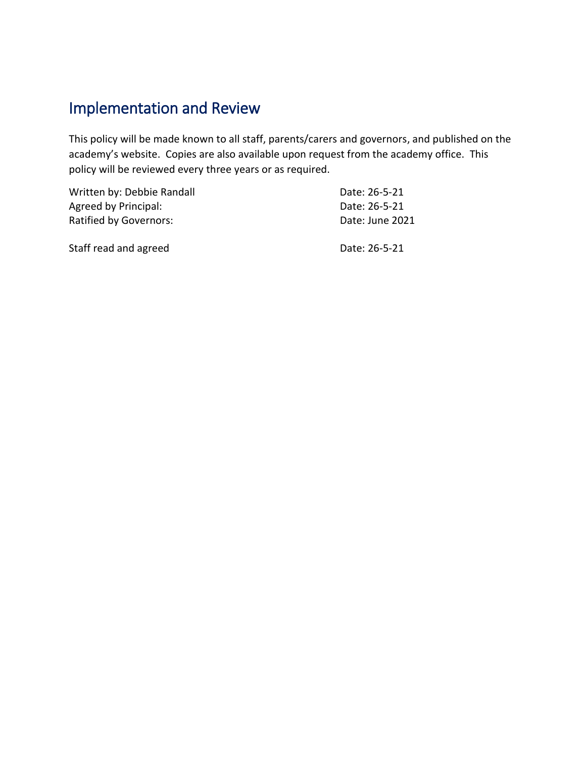## Implementation and Review

This policy will be made known to all staff, parents/carers and governors, and published on the academy's website. Copies are also available upon request from the academy office. This policy will be reviewed every three years or as required.

| | |
|---|---|
| Written by: Debbie Randall | Date: 26-5-21 |
| Agreed by Principal: | Date: 26-5-21 |
| Ratified by Governors: | Date: June 2021 |
| Staff read and agreed | Date: 26-5-21 |